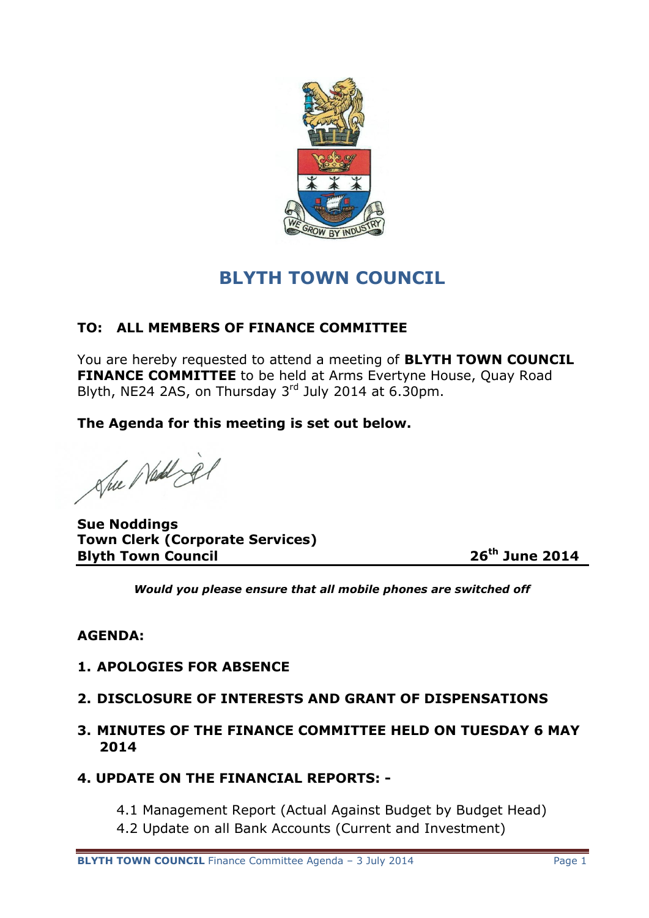# BLYTH TOWN COUNCIL

**TO: ALL MEMBERS OF FINANCE COMMITTEE**

You are hereby requested to attend a meeting of **BLYTH TOWN COUNCIL FINANCE COMMITTEE** to be held at Arms Evertyne House, Quay Road Blyth, NE24 2AS, on Thursday 3rd July 2014 at 6.30pm.

**The Agenda for this meeting is set out below.**

**Sue Noddings**
**Town Clerk (Corporate Services)**
**Blyth Town Council** **26th June 2014**

***Would you please ensure that all mobile phones are switched off***

**AGENDA:**

1. **APOLOGIES FOR ABSENCE**
2. **DISCLOSURE OF INTERESTS AND GRANT OF DISPENSATIONS**
3. **MINUTES OF THE FINANCE COMMITTEE HELD ON TUESDAY 6 MAY 2014**
4. **UPDATE ON THE FINANCIAL REPORTS: -**

   4.1 Management Report (Actual Against Budget by Budget Head)
   4.2 Update on all Bank Accounts (Current and Investment)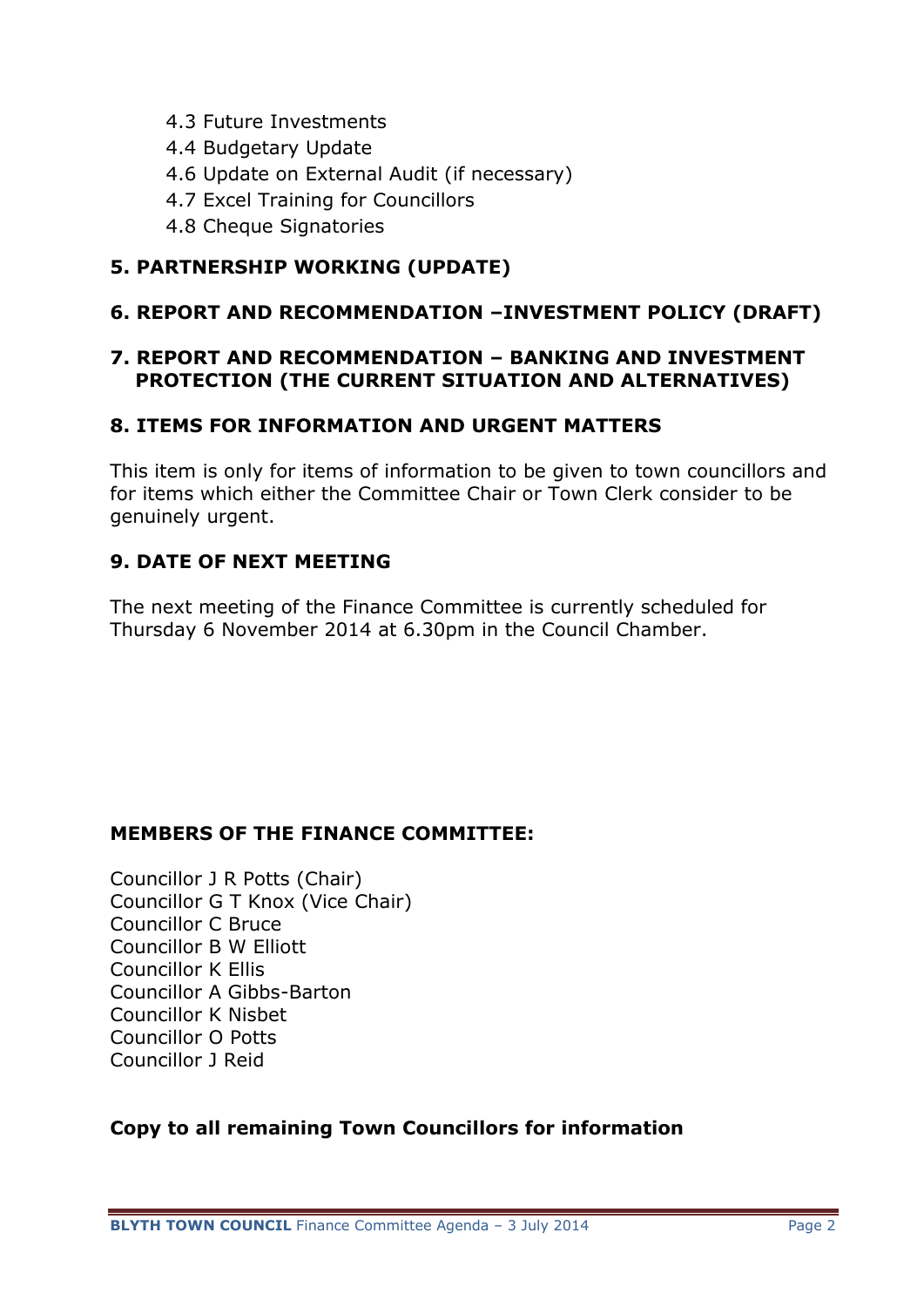- 4.3 Future Investments
- 4.4 Budgetary Update
- 4.6 Update on External Audit (if necessary)
- 4.7 Excel Training for Councillors
- 4.8 Cheque Signatories

## 5. PARTNERSHIP WORKING (UPDATE)

## 6. REPORT AND RECOMMENDATION –INVESTMENT POLICY (DRAFT)

## 7. REPORT AND RECOMMENDATION – BANKING AND INVESTMENT PROTECTION (THE CURRENT SITUATION AND ALTERNATIVES)

## 8. ITEMS FOR INFORMATION AND URGENT MATTERS

This item is only for items of information to be given to town councillors and for items which either the Committee Chair or Town Clerk consider to be genuinely urgent.

## 9. DATE OF NEXT MEETING

The next meeting of the Finance Committee is currently scheduled for Thursday 6 November 2014 at 6.30pm in the Council Chamber.

**MEMBERS OF THE FINANCE COMMITTEE:**

Councillor J R Potts (Chair)
Councillor G T Knox (Vice Chair)
Councillor C Bruce
Councillor B W Elliott
Councillor K Ellis
Councillor A Gibbs-Barton
Councillor K Nisbet
Councillor O Potts
Councillor J Reid

**Copy to all remaining Town Councillors for information**